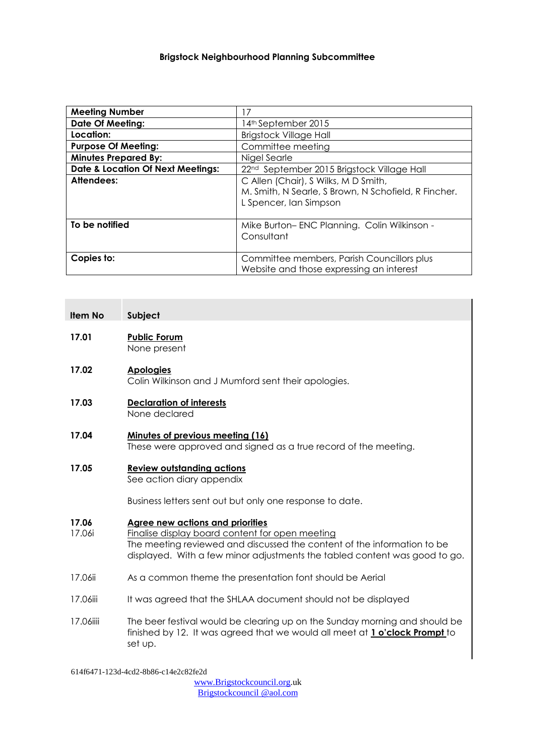**Brigstock Neighbourhood Planning Subcommittee**

| **Meeting Number** | 17 |
|---|---|
| **Date Of Meeting:** | 14th September 2015 |
| **Location:** | Brigstock Village Hall |
| **Purpose Of Meeting:** | Committee meeting |
| **Minutes Prepared By:** | Nigel Searle |
| **Date & Location Of Next Meetings:** | 22nd September 2015 Brigstock Village Hall |
| **Attendees:** | C Allen (Chair), S Wilks, M D Smith, M. Smith, N Searle, S Brown, N Schofield, R Fincher. L Spencer, Ian Simpson |
| **To be notified** | Mike Burton– ENC Planning. Colin Wilkinson - Consultant |
| **Copies to:** | Committee members, Parish Councillors plus Website and those expressing an interest |

| **Item No** | **Subject** |
|---|---|
| **17.01** | **Public Forum**<br>None present |
| **17.02** | **Apologies**<br>Colin Wilkinson and J Mumford sent their apologies. |
| **17.03** | **Declaration of interests**<br>None declared |
| **17.04** | **Minutes of previous meeting (16)**<br>These were approved and signed as a true record of the meeting. |
| **17.05** | **Review outstanding actions**<br>See action diary appendix<br><br>Business letters sent out but only one response to date. |
| **17.06**<br>17.06i | **Agree new actions and priorities**<br>Finalise display board content for open meeting<br>The meeting reviewed and discussed the content of the information to be displayed. With a few minor adjustments the tabled content was good to go. |
| 17.06ii | As a common theme the presentation font should be Aerial |
| 17.06iii | It was agreed that the SHLAA document should not be displayed |
| 17.06iiii | The beer festival would be clearing up on the Sunday morning and should be finished by 12. It was agreed that we would all meet at **1 o'clock Prompt** to set up. |

614f6471-123d-4cd2-8b86-c14e2c82fe2d

www.Brigstockcouncil.org.uk
Brigstockcouncil @aol.com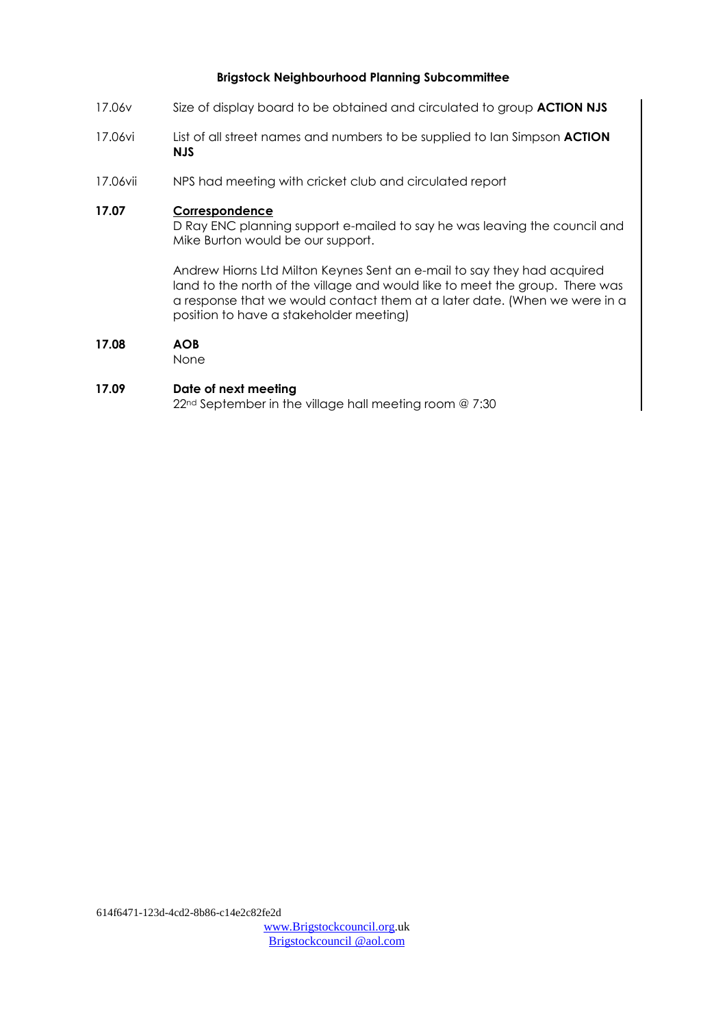**Brigstock Neighbourhood Planning Subcommittee**

17.06v Size of display board to be obtained and circulated to group **ACTION NJS**

17.06vi List of all street names and numbers to be supplied to Ian Simpson **ACTION NJS**

17.06vii NPS had meeting with cricket club and circulated report

**17.07 Correspondence**

D Ray ENC planning support e-mailed to say he was leaving the council and Mike Burton would be our support.

Andrew Hiorns Ltd Milton Keynes Sent an e-mail to say they had acquired land to the north of the village and would like to meet the group. There was a response that we would contact them at a later date. (When we were in a position to have a stakeholder meeting)

**17.08 AOB**

None

**17.09 Date of next meeting**

22nd September in the village hall meeting room @ 7:30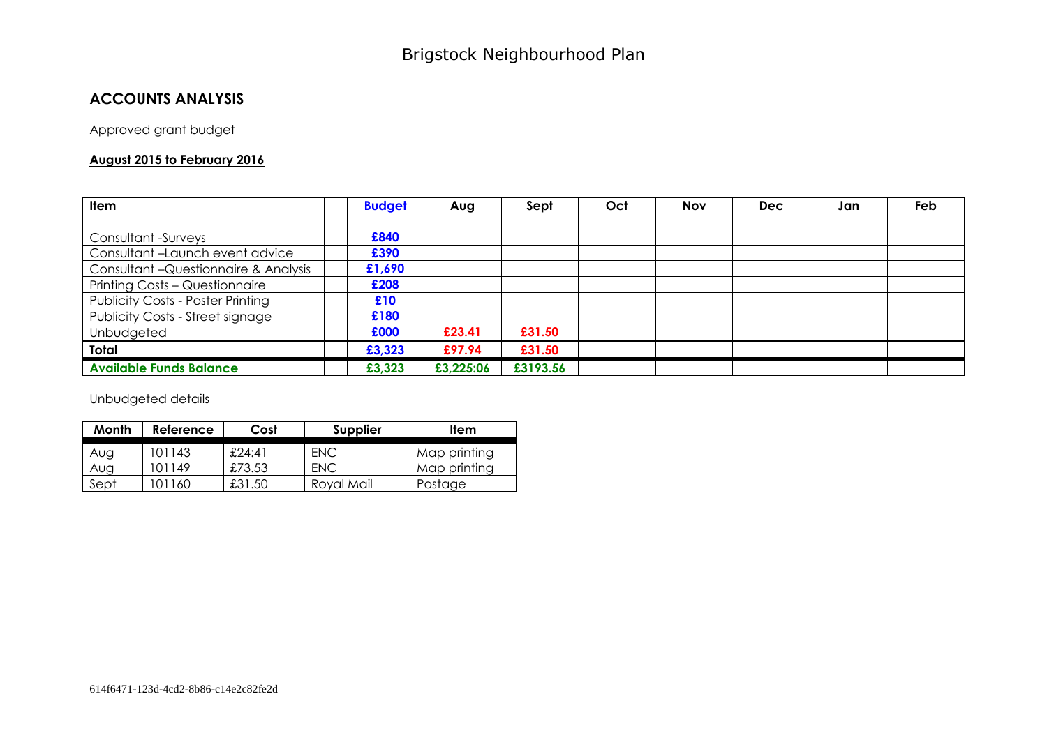# Brigstock Neighbourhood Plan

## ACCOUNTS ANALYSIS

Approved grant budget

**August 2015 to February 2016**

| Item | | Budget | Aug | Sept | Oct | Nov | Dec | Jan | Feb |
|---|---|---|---|---|---|---|---|---|---|
| | | | | | | | | | |
| Consultant -Surveys | | **£840** | | | | | | | |
| Consultant –Launch event advice | | **£390** | | | | | | | |
| Consultant –Questionnaire & Analysis | | **£1,690** | | | | | | | |
| Printing Costs – Questionnaire | | **£208** | | | | | | | |
| Publicity Costs - Poster Printing | | **£10** | | | | | | | |
| Publicity Costs - Street signage | | **£180** | | | | | | | |
| Unbudgeted | | **£000** | **£23.41** | **£31.50** | | | | | |
| **Total** | | **£3,323** | **£97.94** | **£31.50** | | | | | |
| **Available Funds Balance** | | **£3,323** | **£3,225:06** | **£3193.56** | | | | | |

Unbudgeted details

| Month | Reference | Cost | Supplier | Item |
|---|---|---|---|---|
| Aug | 101143 | £24:41 | ENC | Map printing |
| Aug | 101149 | £73.53 | ENC | Map printing |
| Sept | 101160 | £31.50 | Royal Mail | Postage |

614f6471-123d-4cd2-8b86-c14e2c82fe2d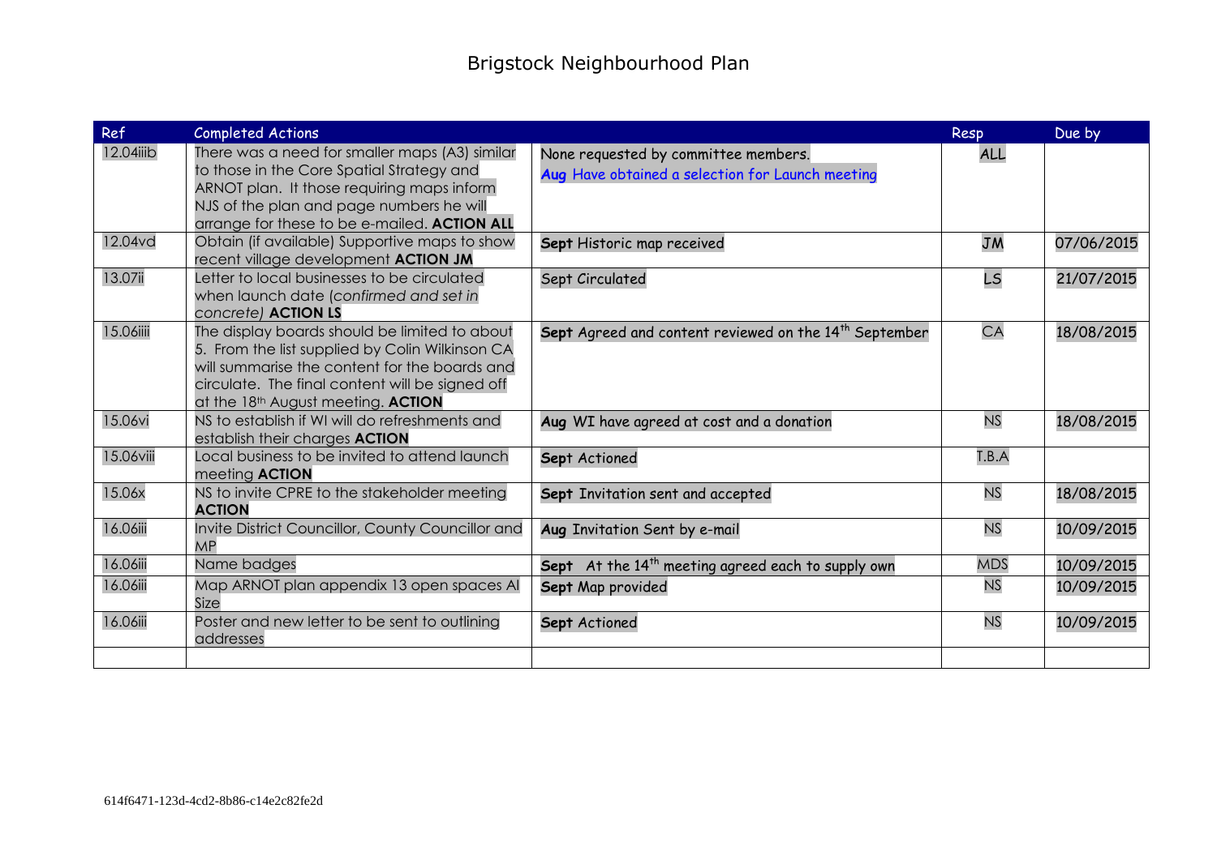# Brigstock Neighbourhood Plan

| Ref | Completed Actions | | Resp | Due by |
|---|---|---|---|---|
| 12.04iiib | There was a need for smaller maps (A3) similar to those in the Core Spatial Strategy and ARNOT plan. It those requiring maps inform NJS of the plan and page numbers he will arrange for these to be e-mailed. **ACTION ALL** | None requested by committee members.<br>**Aug** Have obtained a selection for Launch meeting | ALL | |
| 12.04vd | Obtain (if available) Supportive maps to show recent village development **ACTION JM** | **Sept** Historic map received | JM | 07/06/2015 |
| 13.07ii | Letter to local businesses to be circulated when launch date (*confirmed and set in concrete)* **ACTION LS** | Sept Circulated | LS | 21/07/2015 |
| 15.06iiii | The display boards should be limited to about 5. From the list supplied by Colin Wilkinson CA will summarise the content for the boards and circulate. The final content will be signed off at the 18th August meeting. **ACTION** | **Sept** Agreed and content reviewed on the 14th September | CA | 18/08/2015 |
| 15.06vi | NS to establish if WI will do refreshments and establish their charges **ACTION** | **Aug** WI have agreed at cost and a donation | NS | 18/08/2015 |
| 15.06viii | Local business to be invited to attend launch meeting **ACTION** | **Sept** Actioned | T.B.A | |
| 15.06x | NS to invite CPRE to the stakeholder meeting **ACTION** | **Sept** Invitation sent and accepted | NS | 18/08/2015 |
| 16.06iii | Invite District Councillor, County Councillor and MP | **Aug** Invitation Sent by e-mail | NS | 10/09/2015 |
| 16.06iii | Name badges | **Sept** At the 14th meeting agreed each to supply own | MDS | 10/09/2015 |
| 16.06iii | Map ARNOT plan appendix 13 open spaces Al Size | **Sept** Map provided | NS | 10/09/2015 |
| 16.06iii | Poster and new letter to be sent to outlining addresses | **Sept** Actioned | NS | 10/09/2015 |
| | | | | |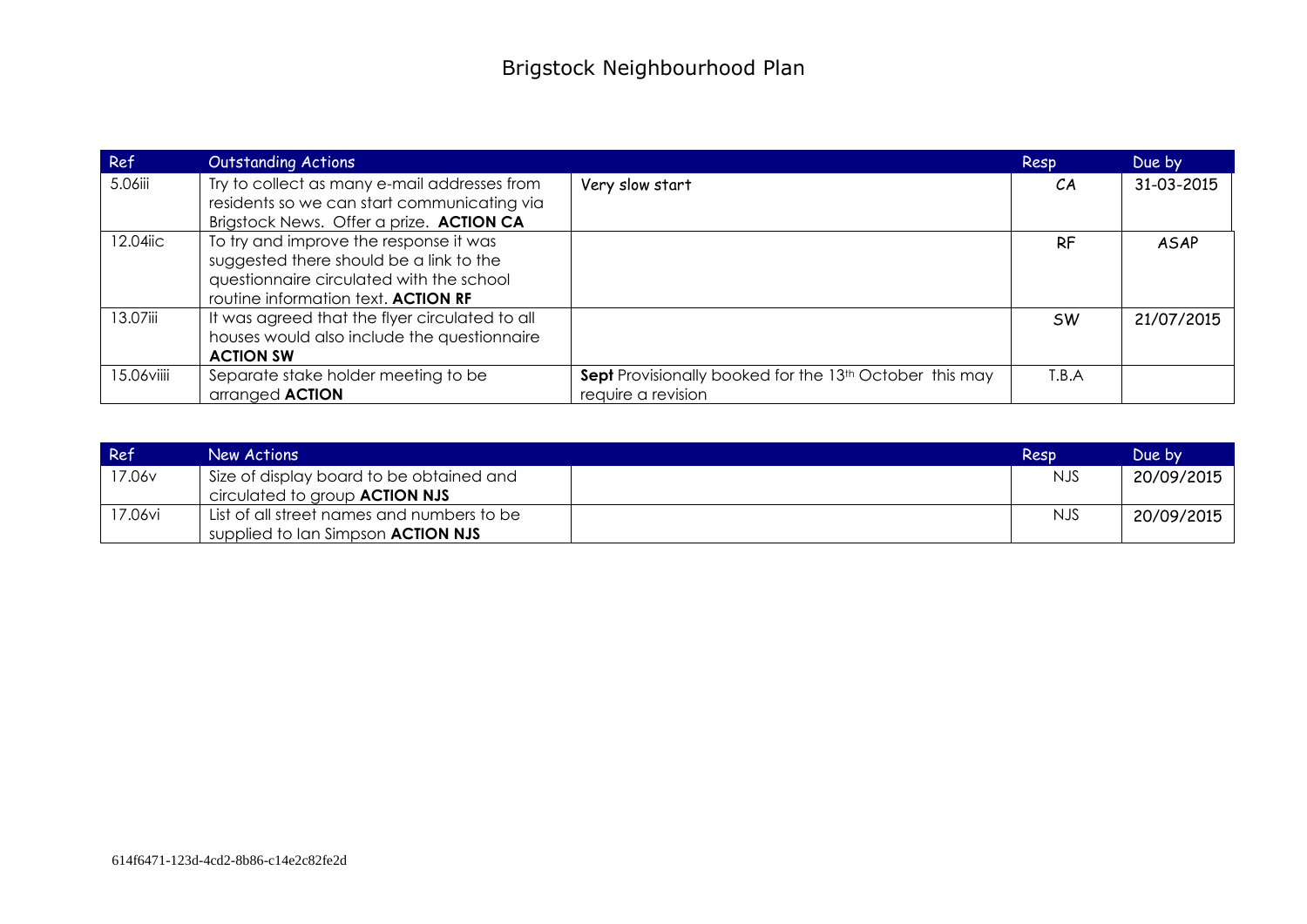# Brigstock Neighbourhood Plan

| Ref | Outstanding Actions | | Resp | Due by |
|---|---|---|---|---|
| 5.06iii | Try to collect as many e-mail addresses from residents so we can start communicating via Brigstock News. Offer a prize. **ACTION CA** | Very slow start | CA | 31-03-2015 |
| 12.04iic | To try and improve the response it was suggested there should be a link to the questionnaire circulated with the school routine information text. **ACTION RF** | | RF | ASAP |
| 13.07iii | It was agreed that the flyer circulated to all houses would also include the questionnaire **ACTION SW** | | SW | 21/07/2015 |
| 15.06viiii | Separate stake holder meeting to be arranged **ACTION** | **Sept** Provisionally booked for the 13th October this may require a revision | T.B.A | |

| Ref | New Actions | | Resp | Due by |
|---|---|---|---|---|
| 17.06v | Size of display board to be obtained and circulated to group **ACTION NJS** | | NJS | 20/09/2015 |
| 17.06vi | List of all street names and numbers to be supplied to Ian Simpson **ACTION NJS** | | NJS | 20/09/2015 |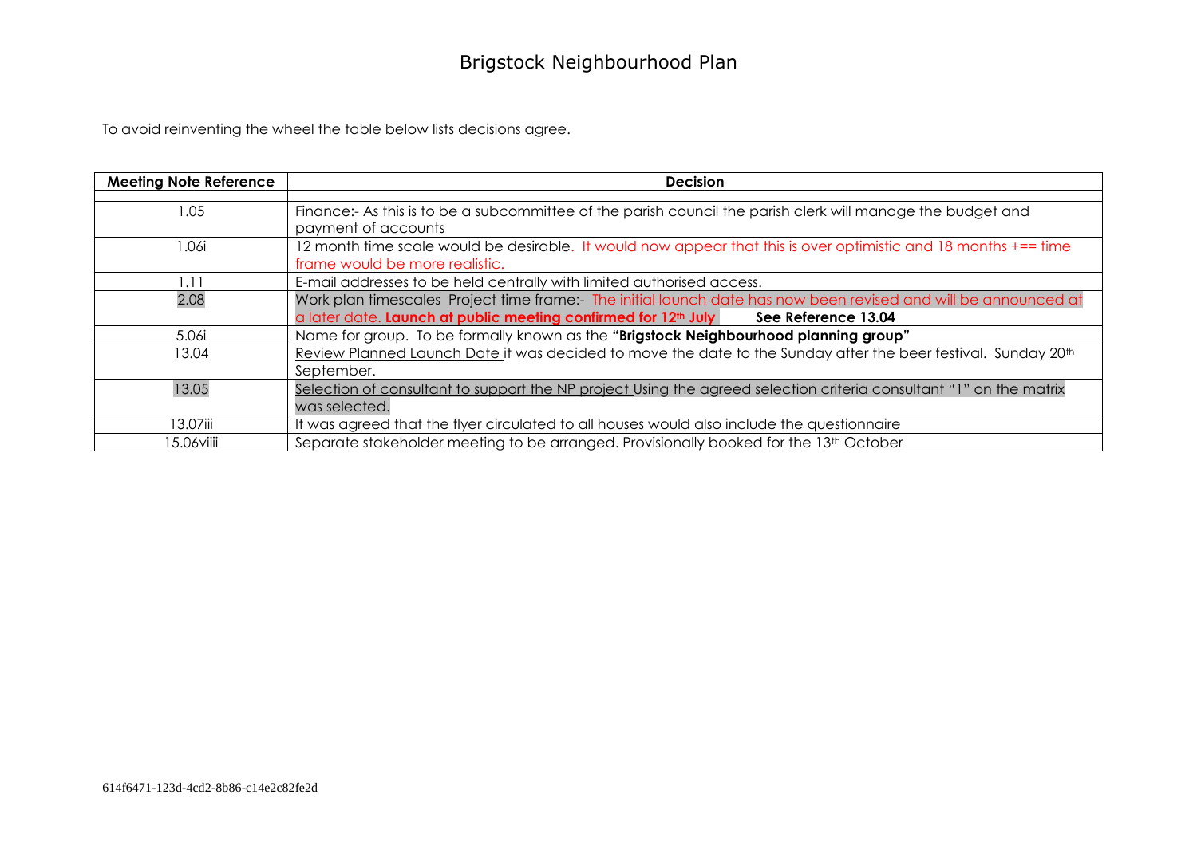# Brigstock Neighbourhood Plan

To avoid reinventing the wheel the table below lists decisions agree.

| Meeting Note Reference | Decision |
|---|---|
| | |
| 1.05 | Finance:- As this is to be a subcommittee of the parish council the parish clerk will manage the budget and payment of accounts |
| 1.06i | 12 month time scale would be desirable. It would now appear that this is over optimistic and 18 months +== time frame would be more realistic. |
| 1.11 | E-mail addresses to be held centrally with limited authorised access. |
| 2.08 | Work plan timescales Project time frame:- The initial launch date has now been revised and will be announced at a later date. **Launch at public meeting confirmed for 12th July** **See Reference 13.04** |
| 5.06i | Name for group. To be formally known as the **"Brigstock Neighbourhood planning group"** |
| 13.04 | Review Planned Launch Date it was decided to move the date to the Sunday after the beer festival. Sunday 20th September. |
| 13.05 | Selection of consultant to support the NP project Using the agreed selection criteria consultant "1" on the matrix was selected. |
| 13.07iii | It was agreed that the flyer circulated to all houses would also include the questionnaire |
| 15.06viiii | Separate stakeholder meeting to be arranged. Provisionally booked for the 13th October |

614f6471-123d-4cd2-8b86-c14e2c82fe2d